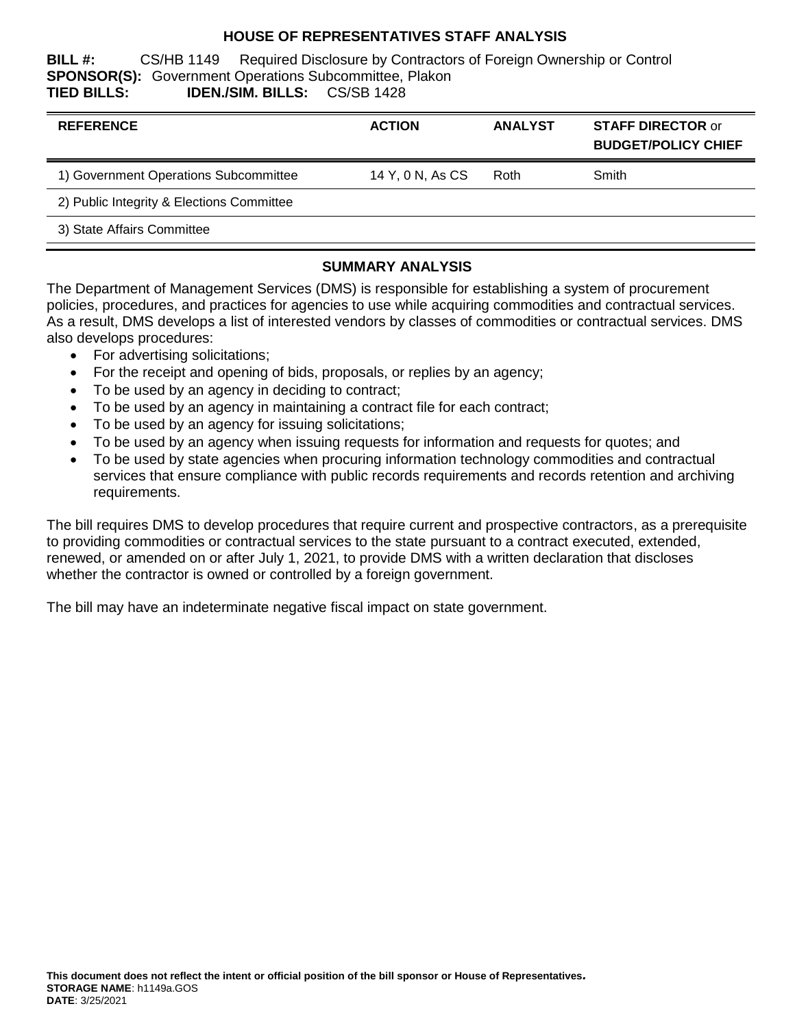# HOUSE OF REPRESENTATIVES STAFF ANALYSIS

**BILL #:** CS/HB 1149 Required Disclosure by Contractors of Foreign Ownership or Control
**SPONSOR(S):** Government Operations Subcommittee, Plakon
**TIED BILLS:** **IDEN./SIM. BILLS:** CS/SB 1428

| REFERENCE | ACTION | ANALYST | STAFF DIRECTOR or BUDGET/POLICY CHIEF |
|---|---|---|---|
| 1) Government Operations Subcommittee | 14 Y, 0 N, As CS | Roth | Smith |
| 2) Public Integrity & Elections Committee | | | |
| 3) State Affairs Committee | | | |

## SUMMARY ANALYSIS

The Department of Management Services (DMS) is responsible for establishing a system of procurement policies, procedures, and practices for agencies to use while acquiring commodities and contractual services. As a result, DMS develops a list of interested vendors by classes of commodities or contractual services. DMS also develops procedures:

- For advertising solicitations;
- For the receipt and opening of bids, proposals, or replies by an agency;
- To be used by an agency in deciding to contract;
- To be used by an agency in maintaining a contract file for each contract;
- To be used by an agency for issuing solicitations;
- To be used by an agency when issuing requests for information and requests for quotes; and
- To be used by state agencies when procuring information technology commodities and contractual services that ensure compliance with public records requirements and records retention and archiving requirements.

The bill requires DMS to develop procedures that require current and prospective contractors, as a prerequisite to providing commodities or contractual services to the state pursuant to a contract executed, extended, renewed, or amended on or after July 1, 2021, to provide DMS with a written declaration that discloses whether the contractor is owned or controlled by a foreign government.

The bill may have an indeterminate negative fiscal impact on state government.

**This document does not reflect the intent or official position of the bill sponsor or House of Representatives.**
**STORAGE NAME**: h1149a.GOS
**DATE**: 3/25/2021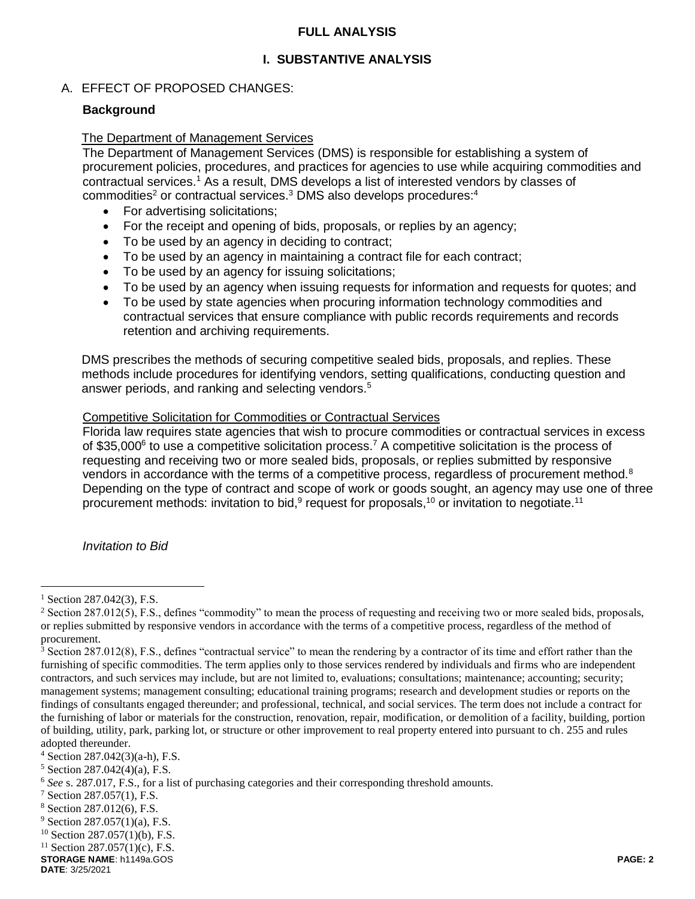## FULL ANALYSIS

## I. SUBSTANTIVE ANALYSIS

### A. EFFECT OF PROPOSED CHANGES:

**Background**

The Department of Management Services

The Department of Management Services (DMS) is responsible for establishing a system of procurement policies, procedures, and practices for agencies to use while acquiring commodities and contractual services.[1] As a result, DMS develops a list of interested vendors by classes of commodities[2] or contractual services.[3] DMS also develops procedures:[4]

- For advertising solicitations;
- For the receipt and opening of bids, proposals, or replies by an agency;
- To be used by an agency in deciding to contract;
- To be used by an agency in maintaining a contract file for each contract;
- To be used by an agency for issuing solicitations;
- To be used by an agency when issuing requests for information and requests for quotes; and
- To be used by state agencies when procuring information technology commodities and contractual services that ensure compliance with public records requirements and records retention and archiving requirements.

DMS prescribes the methods of securing competitive sealed bids, proposals, and replies. These methods include procedures for identifying vendors, setting qualifications, conducting question and answer periods, and ranking and selecting vendors.[5]

Competitive Solicitation for Commodities or Contractual Services

Florida law requires state agencies that wish to procure commodities or contractual services in excess of $35,000[6] to use a competitive solicitation process.[7] A competitive solicitation is the process of requesting and receiving two or more sealed bids, proposals, or replies submitted by responsive vendors in accordance with the terms of a competitive process, regardless of procurement method.[8] Depending on the type of contract and scope of work or goods sought, an agency may use one of three procurement methods: invitation to bid,[9] request for proposals,[10] or invitation to negotiate.[11]

*Invitation to Bid*

---

[1] Section 287.042(3), F.S.

[2] Section 287.012(5), F.S., defines "commodity" to mean the process of requesting and receiving two or more sealed bids, proposals, or replies submitted by responsive vendors in accordance with the terms of a competitive process, regardless of the method of procurement.

[3] Section 287.012(8), F.S., defines "contractual service" to mean the rendering by a contractor of its time and effort rather than the furnishing of specific commodities. The term applies only to those services rendered by individuals and firms who are independent contractors, and such services may include, but are not limited to, evaluations; consultations; maintenance; accounting; security; management systems; management consulting; educational training programs; research and development studies or reports on the findings of consultants engaged thereunder; and professional, technical, and social services. The term does not include a contract for the furnishing of labor or materials for the construction, renovation, repair, modification, or demolition of a facility, building, portion of building, utility, park, parking lot, or structure or other improvement to real property entered into pursuant to ch. 255 and rules adopted thereunder.

[4] Section 287.042(3)(a-h), F.S.

[5] Section 287.042(4)(a), F.S.

[6] *See* s. 287.017, F.S., for a list of purchasing categories and their corresponding threshold amounts.

[7] Section 287.057(1), F.S.

[8] Section 287.012(6), F.S.

[9] Section 287.057(1)(a), F.S.

[10] Section 287.057(1)(b), F.S.

[11] Section 287.057(1)(c), F.S.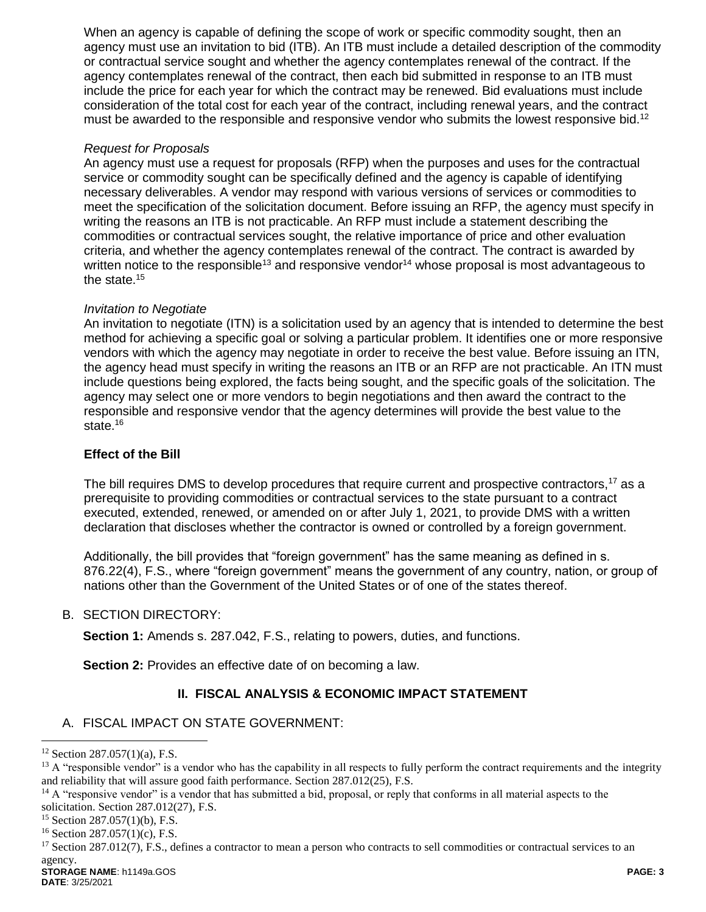When an agency is capable of defining the scope of work or specific commodity sought, then an agency must use an invitation to bid (ITB). An ITB must include a detailed description of the commodity or contractual service sought and whether the agency contemplates renewal of the contract. If the agency contemplates renewal of the contract, then each bid submitted in response to an ITB must include the price for each year for which the contract may be renewed. Bid evaluations must include consideration of the total cost for each year of the contract, including renewal years, and the contract must be awarded to the responsible and responsive vendor who submits the lowest responsive bid.[12]

*Request for Proposals*

An agency must use a request for proposals (RFP) when the purposes and uses for the contractual service or commodity sought can be specifically defined and the agency is capable of identifying necessary deliverables. A vendor may respond with various versions of services or commodities to meet the specification of the solicitation document. Before issuing an RFP, the agency must specify in writing the reasons an ITB is not practicable. An RFP must include a statement describing the commodities or contractual services sought, the relative importance of price and other evaluation criteria, and whether the agency contemplates renewal of the contract. The contract is awarded by written notice to the responsible[13] and responsive vendor[14] whose proposal is most advantageous to the state.[15]

*Invitation to Negotiate*

An invitation to negotiate (ITN) is a solicitation used by an agency that is intended to determine the best method for achieving a specific goal or solving a particular problem. It identifies one or more responsive vendors with which the agency may negotiate in order to receive the best value. Before issuing an ITN, the agency head must specify in writing the reasons an ITB or an RFP are not practicable. An ITN must include questions being explored, the facts being sought, and the specific goals of the solicitation. The agency may select one or more vendors to begin negotiations and then award the contract to the responsible and responsive vendor that the agency determines will provide the best value to the state.[16]

### Effect of the Bill

The bill requires DMS to develop procedures that require current and prospective contractors,[17] as a prerequisite to providing commodities or contractual services to the state pursuant to a contract executed, extended, renewed, or amended on or after July 1, 2021, to provide DMS with a written declaration that discloses whether the contractor is owned or controlled by a foreign government.

Additionally, the bill provides that "foreign government" has the same meaning as defined in s. 876.22(4), F.S., where "foreign government" means the government of any country, nation, or group of nations other than the Government of the United States or of one of the states thereof.

B. SECTION DIRECTORY:

**Section 1:** Amends s. 287.042, F.S., relating to powers, duties, and functions.

**Section 2:** Provides an effective date of on becoming a law.

## II. FISCAL ANALYSIS & ECONOMIC IMPACT STATEMENT

A. FISCAL IMPACT ON STATE GOVERNMENT:

---

[12] Section 287.057(1)(a), F.S.

[13] A "responsible vendor" is a vendor who has the capability in all respects to fully perform the contract requirements and the integrity and reliability that will assure good faith performance. Section 287.012(25), F.S.

[14] A "responsive vendor" is a vendor that has submitted a bid, proposal, or reply that conforms in all material aspects to the solicitation. Section 287.012(27), F.S.

[15] Section 287.057(1)(b), F.S.

[16] Section 287.057(1)(c), F.S.

[17] Section 287.012(7), F.S., defines a contractor to mean a person who contracts to sell commodities or contractual services to an agency.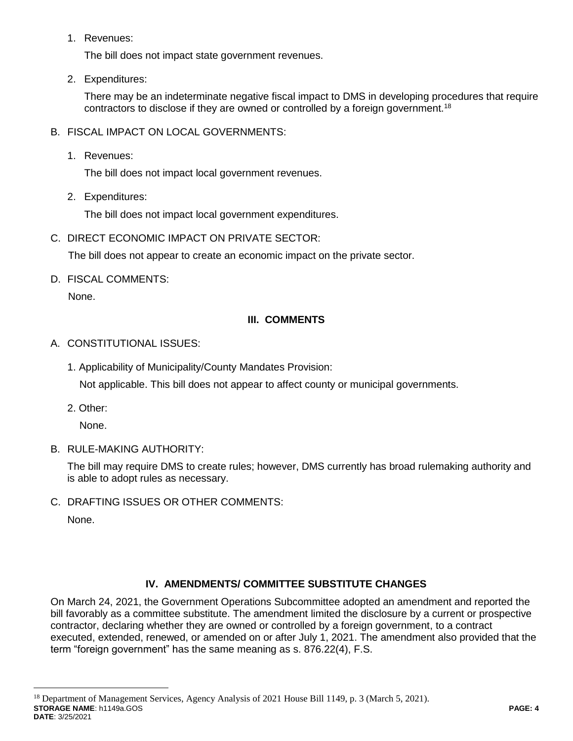1. Revenues:

   The bill does not impact state government revenues.

2. Expenditures:

   There may be an indeterminate negative fiscal impact to DMS in developing procedures that require contractors to disclose if they are owned or controlled by a foreign government.[18]

B. FISCAL IMPACT ON LOCAL GOVERNMENTS:

1. Revenues:

   The bill does not impact local government revenues.

2. Expenditures:

   The bill does not impact local government expenditures.

C. DIRECT ECONOMIC IMPACT ON PRIVATE SECTOR:

The bill does not appear to create an economic impact on the private sector.

D. FISCAL COMMENTS:

None.

## III. COMMENTS

A. CONSTITUTIONAL ISSUES:

1. Applicability of Municipality/County Mandates Provision:

   Not applicable. This bill does not appear to affect county or municipal governments.

2. Other:

   None.

B. RULE-MAKING AUTHORITY:

The bill may require DMS to create rules; however, DMS currently has broad rulemaking authority and is able to adopt rules as necessary.

C. DRAFTING ISSUES OR OTHER COMMENTS:

None.

## IV. AMENDMENTS/ COMMITTEE SUBSTITUTE CHANGES

On March 24, 2021, the Government Operations Subcommittee adopted an amendment and reported the bill favorably as a committee substitute. The amendment limited the disclosure by a current or prospective contractor, declaring whether they are owned or controlled by a foreign government, to a contract executed, extended, renewed, or amended on or after July 1, 2021. The amendment also provided that the term "foreign government" has the same meaning as s. 876.22(4), F.S.

---

[18] Department of Management Services, Agency Analysis of 2021 House Bill 1149, p. 3 (March 5, 2021).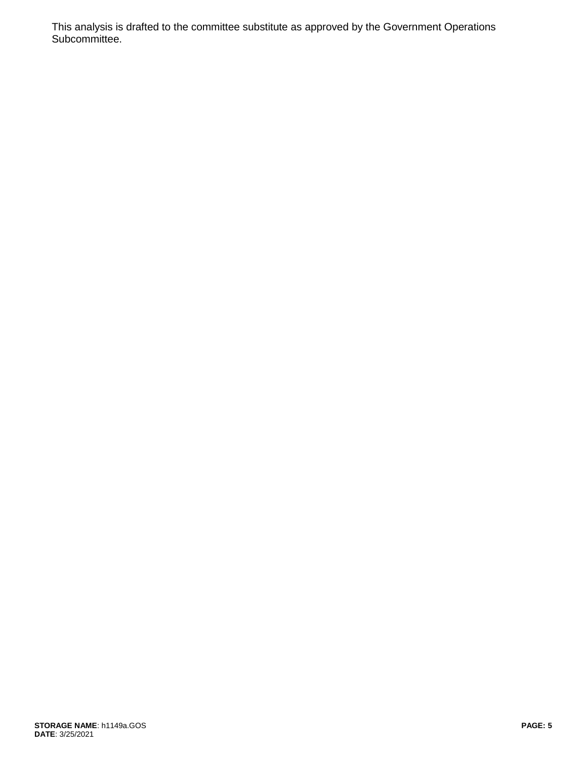This analysis is drafted to the committee substitute as approved by the Government Operations Subcommittee.